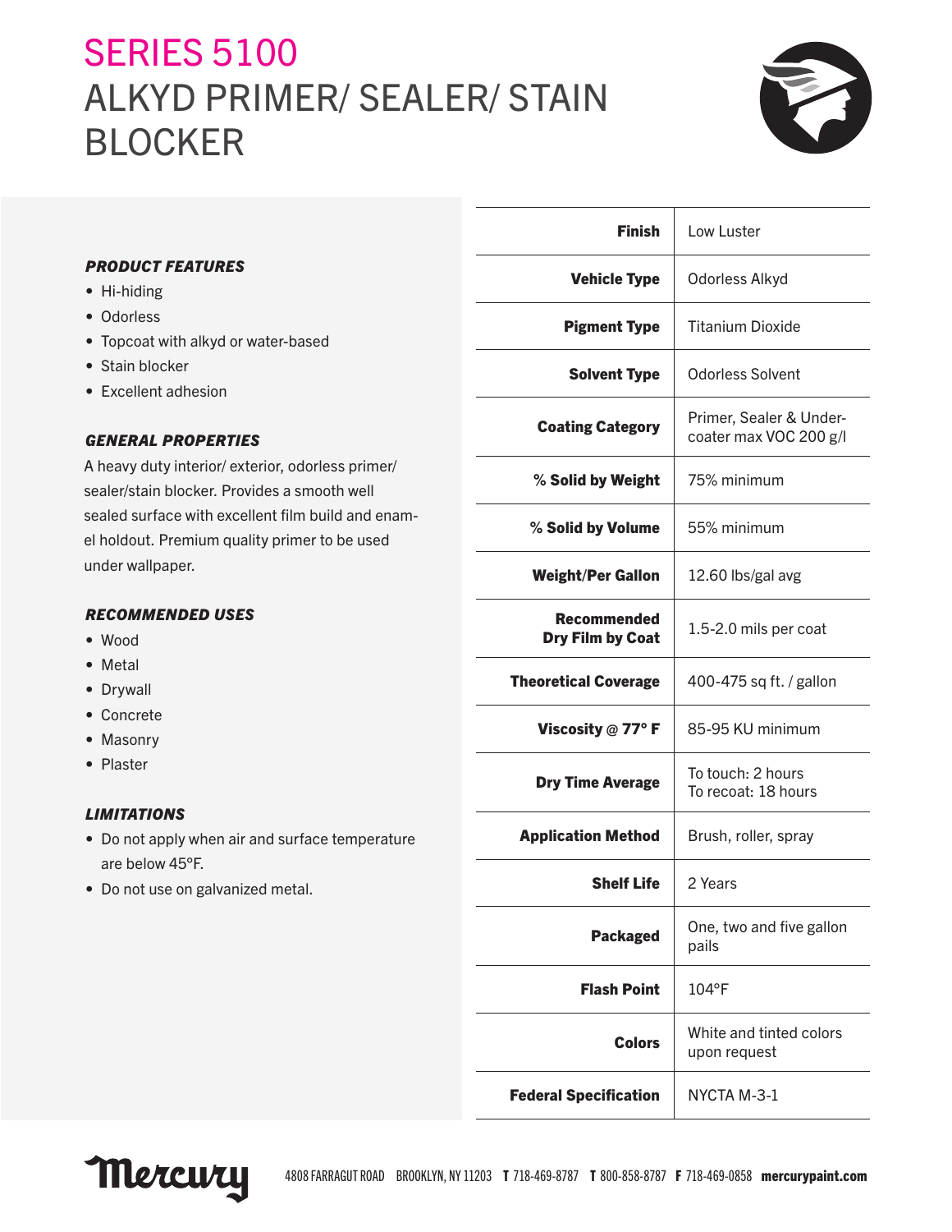# SERIES 5100
# ALKYD PRIMER/ SEALER/ STAIN BLOCKER

### *PRODUCT FEATURES*

- Hi-hiding
- Odorless
- Topcoat with alkyd or water-based
- Stain blocker
- Excellent adhesion

### *GENERAL PROPERTIES*

A heavy duty interior/ exterior, odorless primer/ sealer/stain blocker. Provides a smooth well sealed surface with excellent film build and enamel holdout. Premium quality primer to be used under wallpaper.

### *RECOMMENDED USES*

- Wood
- Metal
- Drywall
- Concrete
- Masonry
- Plaster

### *LIMITATIONS*

- Do not apply when air and surface temperature are below 45°F.
- Do not use on galvanized metal.

| | |
|---|---|
| **Finish** | Low Luster |
| **Vehicle Type** | Odorless Alkyd |
| **Pigment Type** | Titanium Dioxide |
| **Solvent Type** | Odorless Solvent |
| **Coating Category** | Primer, Sealer & Undercoater max VOC 200 g/l |
| **% Solid by Weight** | 75% minimum |
| **% Solid by Volume** | 55% minimum |
| **Weight/Per Gallon** | 12.60 lbs/gal avg |
| **Recommended Dry Film by Coat** | 1.5-2.0 mils per coat |
| **Theoretical Coverage** | 400-475 sq ft. / gallon |
| **Viscosity @ 77° F** | 85-95 KU minimum |
| **Dry Time Average** | To touch: 2 hours<br>To recoat: 18 hours |
| **Application Method** | Brush, roller, spray |
| **Shelf Life** | 2 Years |
| **Packaged** | One, two and five gallon pails |
| **Flash Point** | 104°F |
| **Colors** | White and tinted colors upon request |
| **Federal Specification** | NYCTA M-3-1 |

Mercury 4808 FARRAGUT ROAD BROOKLYN, NY 11203 **T** 718-469-8787 **T** 800-858-8787 **F** 718-469-0858 **mercurypaint.com**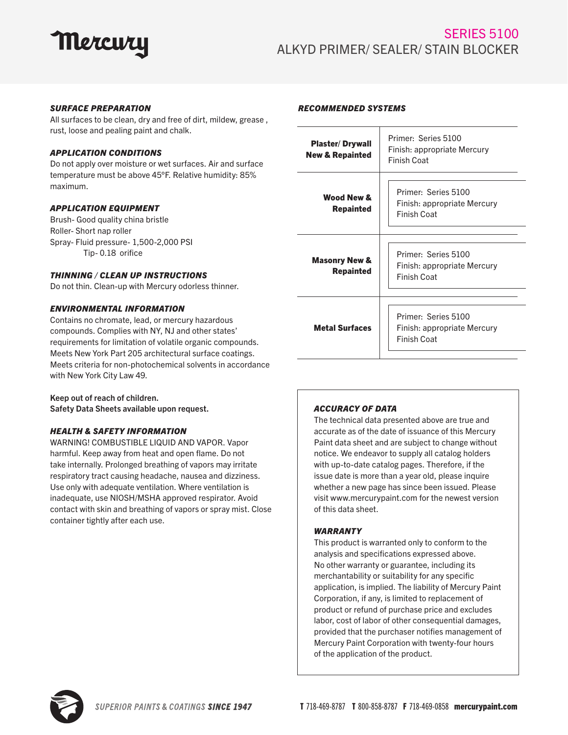# SERIES 5100
## ALKYD PRIMER/ SEALER/ STAIN BLOCKER

### *SURFACE PREPARATION*
All surfaces to be clean, dry and free of dirt, mildew, grease , rust, loose and pealing paint and chalk.

### *APPLICATION CONDITIONS*
Do not apply over moisture or wet surfaces. Air and surface temperature must be above 45°F. Relative humidity: 85% maximum.

### *APPLICATION EQUIPMENT*
Brush- Good quality china bristle
Roller- Short nap roller
Spray- Fluid pressure- 1,500-2,000 PSI
Tip- 0.18 orifice

### *THINNING / CLEAN UP INSTRUCTIONS*
Do not thin. Clean-up with Mercury odorless thinner.

### *ENVIRONMENTAL INFORMATION*
Contains no chromate, lead, or mercury hazardous compounds. Complies with NY, NJ and other states' requirements for limitation of volatile organic compounds. Meets New York Part 205 architectural surface coatings. Meets criteria for non-photochemical solvents in accordance with New York City Law 49.

**Keep out of reach of children.**
**Safety Data Sheets available upon request.**

### *HEALTH & SAFETY INFORMATION*
WARNING! COMBUSTIBLE LIQUID AND VAPOR. Vapor harmful. Keep away from heat and open flame. Do not take internally. Prolonged breathing of vapors may irritate respiratory tract causing headache, nausea and dizziness. Use only with adequate ventilation. Where ventilation is inadequate, use NIOSH/MSHA approved respirator. Avoid contact with skin and breathing of vapors or spray mist. Close container tightly after each use.

### *RECOMMENDED SYSTEMS*

| | |
|---|---|
| **Plaster/ Drywall New & Repainted** | Primer: Series 5100<br>Finish: appropriate Mercury Finish Coat |
| **Wood New & Repainted** | Primer: Series 5100<br>Finish: appropriate Mercury Finish Coat |
| **Masonry New & Repainted** | Primer: Series 5100<br>Finish: appropriate Mercury Finish Coat |
| **Metal Surfaces** | Primer: Series 5100<br>Finish: appropriate Mercury Finish Coat |

### *ACCURACY OF DATA*
The technical data presented above are true and accurate as of the date of issuance of this Mercury Paint data sheet and are subject to change without notice. We endeavor to supply all catalog holders with up-to-date catalog pages. Therefore, if the issue date is more than a year old, please inquire whether a new page has since been issued. Please visit www.mercurypaint.com for the newest version of this data sheet.

### *WARRANTY*
This product is warranted only to conform to the analysis and specifications expressed above. No other warranty or guarantee, including its merchantability or suitability for any specific application, is implied. The liability of Mercury Paint Corporation, if any, is limited to replacement of product or refund of purchase price and excludes labor, cost of labor of other consequential damages, provided that the purchaser notifies management of Mercury Paint Corporation with twenty-four hours of the application of the product.

*SUPERIOR PAINTS & COATINGS* ***SINCE 1947***

**T** 718-469-8787 **T** 800-858-8787 **F** 718-469-0858 **mercurypaint.com**